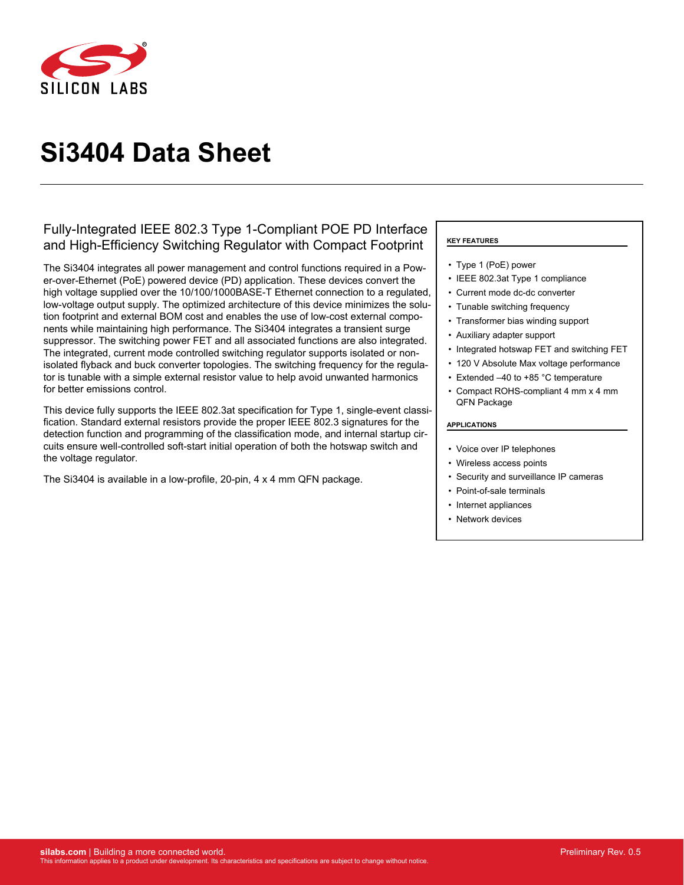# Si3404 Data Sheet

## Fully-Integrated IEEE 802.3 Type 1-Compliant POE PD Interface and High-Efficiency Switching Regulator with Compact Footprint

The Si3404 integrates all power management and control functions required in a Power-over-Ethernet (PoE) powered device (PD) application. These devices convert the high voltage supplied over the 10/100/1000BASE-T Ethernet connection to a regulated, low-voltage output supply. The optimized architecture of this device minimizes the solution footprint and external BOM cost and enables the use of low-cost external components while maintaining high performance. The Si3404 integrates a transient surge suppressor. The switching power FET and all associated functions are also integrated. The integrated, current mode controlled switching regulator supports isolated or non-isolated flyback and buck converter topologies. The switching frequency for the regulator is tunable with a simple external resistor value to help avoid unwanted harmonics for better emissions control.

This device fully supports the IEEE 802.3at specification for Type 1, single-event classification. Standard external resistors provide the proper IEEE 802.3 signatures for the detection function and programming of the classification mode, and internal startup circuits ensure well-controlled soft-start initial operation of both the hotswap switch and the voltage regulator.

The Si3404 is available in a low-profile, 20-pin, 4 x 4 mm QFN package.

**KEY FEATURES**

- Type 1 (PoE) power
- IEEE 802.3at Type 1 compliance
- Current mode dc-dc converter
- Tunable switching frequency
- Transformer bias winding support
- Auxiliary adapter support
- Integrated hotswap FET and switching FET
- 120 V Absolute Max voltage performance
- Extended –40 to +85 °C temperature
- Compact ROHS-compliant 4 mm x 4 mm QFN Package

**APPLICATIONS**

- Voice over IP telephones
- Wireless access points
- Security and surveillance IP cameras
- Point-of-sale terminals
- Internet appliances
- Network devices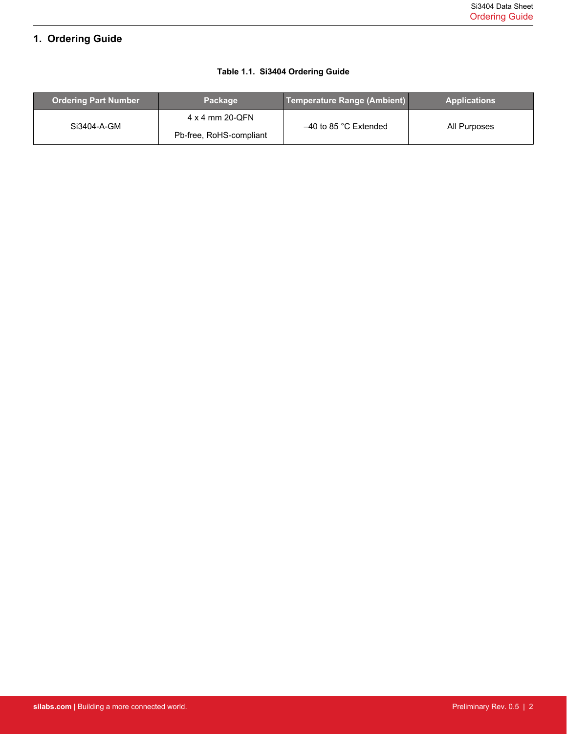# 1. Ordering Guide

**Table 1.1. Si3404 Ordering Guide**

| Ordering Part Number | Package | Temperature Range (Ambient) | Applications |
|---|---|---|---|
| Si3404-A-GM | 4 x 4 mm 20-QFN<br>Pb-free, RoHS-compliant | –40 to 85 °C Extended | All Purposes |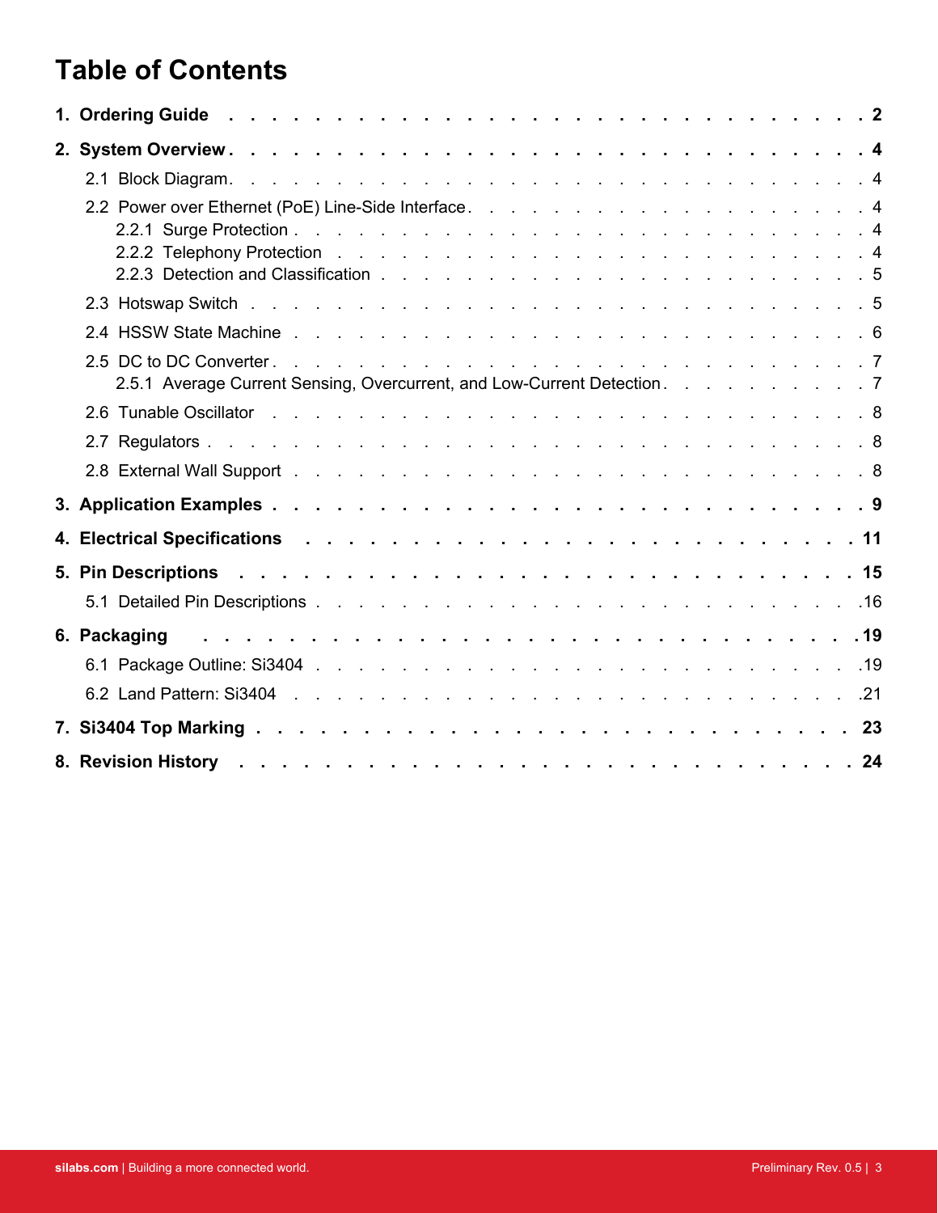# Table of Contents

**1. Ordering Guide** . . . . . . . . . . . . . . . . . . . . . . . . . . . . **2**

**2. System Overview** . . . . . . . . . . . . . . . . . . . . . . . . . . . . **4**

- 2.1 Block Diagram . . . . . . . . . . . . . . . . . . . . . . . . . . . . 4
- 2.2 Power over Ethernet (PoE) Line-Side Interface . . . . . . . . . . . . . . . 4
  - 2.2.1 Surge Protection . . . . . . . . . . . . . . . . . . . . . . . . . 4
  - 2.2.2 Telephony Protection . . . . . . . . . . . . . . . . . . . . . . . 4
  - 2.2.3 Detection and Classification . . . . . . . . . . . . . . . . . . . . 5
- 2.3 Hotswap Switch . . . . . . . . . . . . . . . . . . . . . . . . . . . . 5
- 2.4 HSSW State Machine . . . . . . . . . . . . . . . . . . . . . . . . . . 6
- 2.5 DC to DC Converter . . . . . . . . . . . . . . . . . . . . . . . . . . 7
  - 2.5.1 Average Current Sensing, Overcurrent, and Low-Current Detection . . . . . . . . . 7
- 2.6 Tunable Oscillator . . . . . . . . . . . . . . . . . . . . . . . . . . . 8
- 2.7 Regulators . . . . . . . . . . . . . . . . . . . . . . . . . . . . . . 8
- 2.8 External Wall Support . . . . . . . . . . . . . . . . . . . . . . . . . 8

**3. Application Examples** . . . . . . . . . . . . . . . . . . . . . . . . . . **9**

**4. Electrical Specifications** . . . . . . . . . . . . . . . . . . . . . . . . . **11**

**5. Pin Descriptions** . . . . . . . . . . . . . . . . . . . . . . . . . . . . **15**

- 5.1 Detailed Pin Descriptions . . . . . . . . . . . . . . . . . . . . . . . . 16

**6. Packaging** . . . . . . . . . . . . . . . . . . . . . . . . . . . . . . . **19**

- 6.1 Package Outline: Si3404 . . . . . . . . . . . . . . . . . . . . . . . . 19
- 6.2 Land Pattern: Si3404 . . . . . . . . . . . . . . . . . . . . . . . . . 21

**7. Si3404 Top Marking** . . . . . . . . . . . . . . . . . . . . . . . . . . **23**

**8. Revision History** . . . . . . . . . . . . . . . . . . . . . . . . . . . . **24**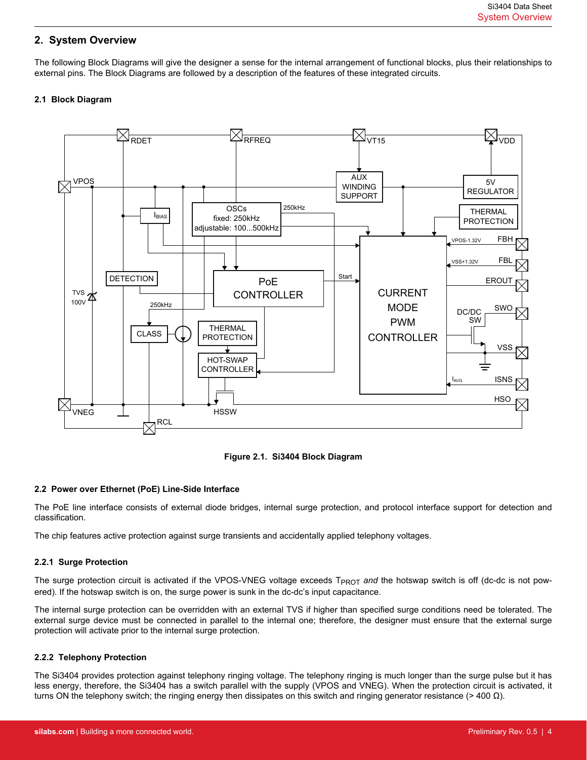## 2. System Overview

The following Block Diagrams will give the designer a sense for the internal arrangement of functional blocks, plus their relationships to external pins. The Block Diagrams are followed by a description of the features of these integrated circuits.

### 2.1 Block Diagram

**Figure 2.1. Si3404 Block Diagram**

### 2.2 Power over Ethernet (PoE) Line-Side Interface

The PoE line interface consists of external diode bridges, internal surge protection, and protocol interface support for detection and classification.

The chip features active protection against surge transients and accidentally applied telephony voltages.

#### 2.2.1 Surge Protection

The surge protection circuit is activated if the VPOS-VNEG voltage exceeds $T_{PROT}$ *and* the hotswap switch is off (dc-dc is not powered). If the hotswap switch is on, the surge power is sunk in the dc-dc's input capacitance.

The internal surge protection can be overridden with an external TVS if higher than specified surge conditions need be tolerated. The external surge device must be connected in parallel to the internal one; therefore, the designer must ensure that the external surge protection will activate prior to the internal surge protection.

#### 2.2.2 Telephony Protection

The Si3404 provides protection against telephony ringing voltage. The telephony ringing is much longer than the surge pulse but it has less energy, therefore, the Si3404 has a switch parallel with the supply (VPOS and VNEG). When the protection circuit is activated, it turns ON the telephony switch; the ringing energy then dissipates on this switch and ringing generator resistance (> 400 Ω).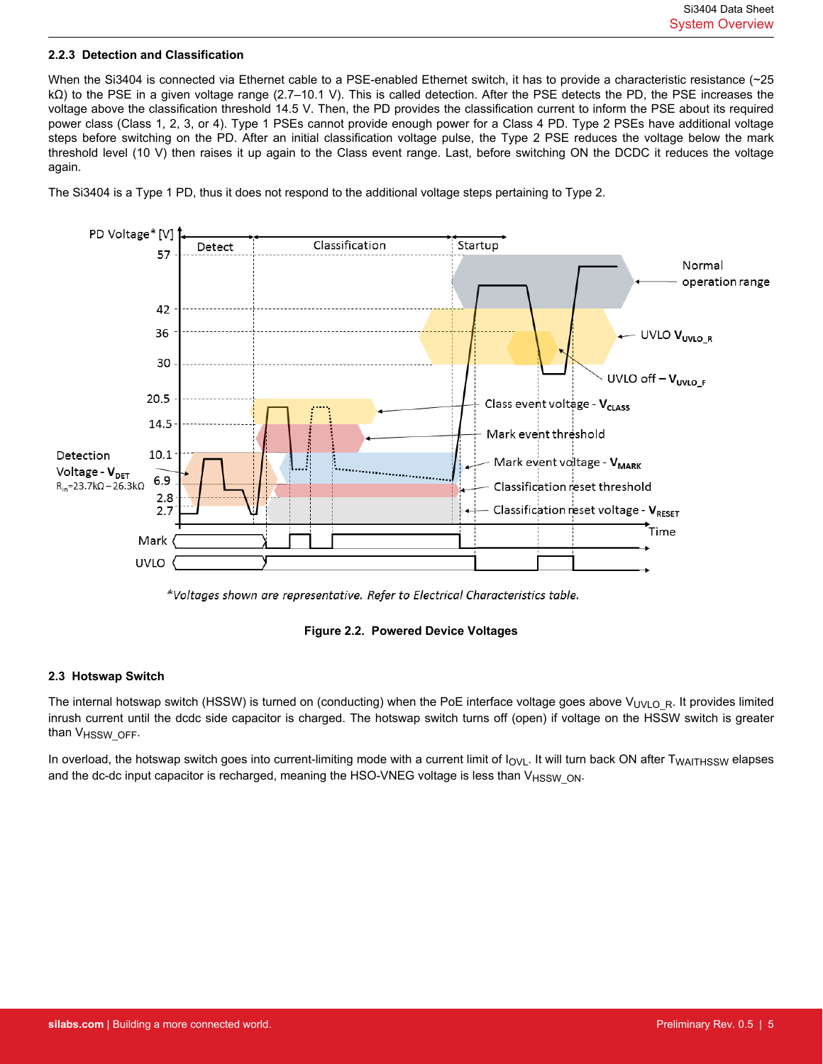### 2.2.3 Detection and Classification

When the Si3404 is connected via Ethernet cable to a PSE-enabled Ethernet switch, it has to provide a characteristic resistance (~25 kΩ) to the PSE in a given voltage range (2.7–10.1 V). This is called detection. After the PSE detects the PD, the PSE increases the voltage above the classification threshold 14.5 V. Then, the PD provides the classification current to inform the PSE about its required power class (Class 1, 2, 3, or 4). Type 1 PSEs cannot provide enough power for a Class 4 PD. Type 2 PSEs have additional voltage steps before switching on the PD. After an initial classification voltage pulse, the Type 2 PSE reduces the voltage below the mark threshold level (10 V) then raises it up again to the Class event range. Last, before switching ON the DCDC it reduces the voltage again.

The Si3404 is a Type 1 PD, thus it does not respond to the additional voltage steps pertaining to Type 2.

*Voltages shown are representative. Refer to Electrical Characteristics table.

**Figure 2.2. Powered Device Voltages**

## 2.3 Hotswap Switch

The internal hotswap switch (HSSW) is turned on (conducting) when the PoE interface voltage goes above $V_{UVLO\_R}$. It provides limited inrush current until the dcdc side capacitor is charged. The hotswap switch turns off (open) if voltage on the HSSW switch is greater than $V_{HSSW\_OFF}$.

In overload, the hotswap switch goes into current-limiting mode with a current limit of $I_{OVL}$. It will turn back ON after $T_{WAITHSSW}$ elapses and the dc-dc input capacitor is recharged, meaning the HSO-VNEG voltage is less than $V_{HSSW\_ON}$.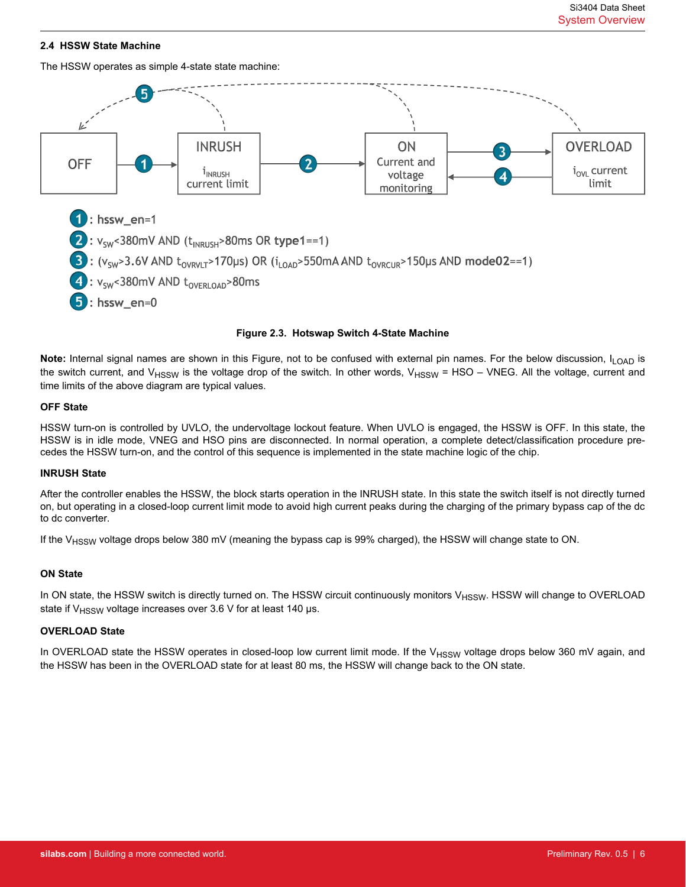### 2.4 HSSW State Machine

The HSSW operates as simple 4-state state machine:

OFF —(1)→ INRUSH ($i_{INRUSH}$ current limit) —(2)→ ON (Current and voltage monitoring) —(3)→ OVERLOAD ($i_{OVL}$ current limit)

OVERLOAD —(4)→ ON

INRUSH, ON, OVERLOAD —(5)→ OFF

1: hssw_en=1

2: $v_{SW}$<380mV AND ($t_{INRUSH}$>80ms OR **type1**==1)

3: ($v_{SW}$>3.6V AND $t_{OVRVLT}$>170µs) OR ($i_{LOAD}$>550mA AND $t_{OVRCUR}$>150µs AND **mode02**==1)

4: $v_{SW}$<380mV AND $t_{OVERLOAD}$>80ms

5: hssw_en=0

**Figure 2.3. Hotswap Switch 4-State Machine**

**Note:** Internal signal names are shown in this Figure, not to be confused with external pin names. For the below discussion, $I_{LOAD}$ is the switch current, and $V_{HSSW}$ is the voltage drop of the switch. In other words, $V_{HSSW}$ = HSO – VNEG. All the voltage, current and time limits of the above diagram are typical values.

**OFF State**

HSSW turn-on is controlled by UVLO, the undervoltage lockout feature. When UVLO is engaged, the HSSW is OFF. In this state, the HSSW is in idle mode, VNEG and HSO pins are disconnected. In normal operation, a complete detect/classification procedure precedes the HSSW turn-on, and the control of this sequence is implemented in the state machine logic of the chip.

**INRUSH State**

After the controller enables the HSSW, the block starts operation in the INRUSH state. In this state the switch itself is not directly turned on, but operating in a closed-loop current limit mode to avoid high current peaks during the charging of the primary bypass cap of the dc to dc converter.

If the $V_{HSSW}$ voltage drops below 380 mV (meaning the bypass cap is 99% charged), the HSSW will change state to ON.

**ON State**

In ON state, the HSSW switch is directly turned on. The HSSW circuit continuously monitors $V_{HSSW}$. HSSW will change to OVERLOAD state if $V_{HSSW}$ voltage increases over 3.6 V for at least 140 µs.

**OVERLOAD State**

In OVERLOAD state the HSSW operates in closed-loop low current limit mode. If the $V_{HSSW}$ voltage drops below 360 mV again, and the HSSW has been in the OVERLOAD state for at least 80 ms, the HSSW will change back to the ON state.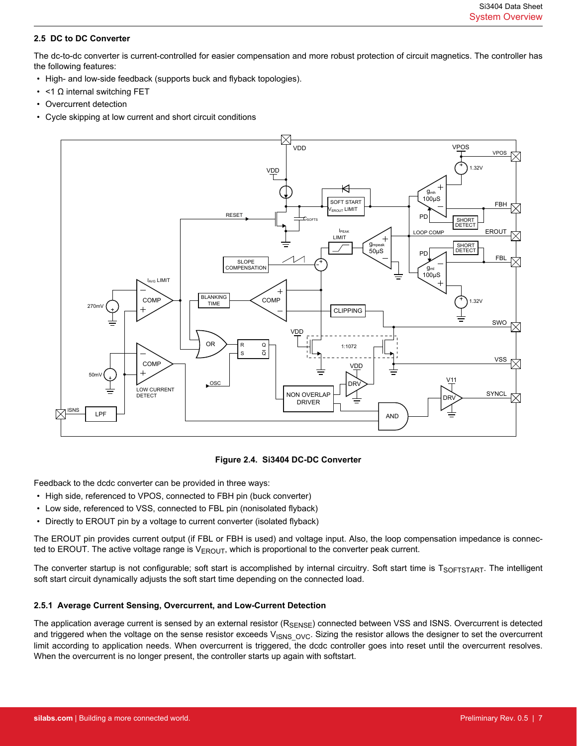## 2.5 DC to DC Converter

The dc-to-dc converter is current-controlled for easier compensation and more robust protection of circuit magnetics. The controller has the following features:

- High- and low-side feedback (supports buck and flyback topologies).
- <1 Ω internal switching FET
- Overcurrent detection
- Cycle skipping at low current and short circuit conditions

**Figure 2.4. Si3404 DC-DC Converter**

Feedback to the dcdc converter can be provided in three ways:

- High side, referenced to VPOS, connected to FBH pin (buck converter)
- Low side, referenced to VSS, connected to FBL pin (nonisolated flyback)
- Directly to EROUT pin by a voltage to current converter (isolated flyback)

The EROUT pin provides current output (if FBL or FBH is used) and voltage input. Also, the loop compensation impedance is connected to EROUT. The active voltage range is $V_{EROUT}$, which is proportional to the converter peak current.

The converter startup is not configurable; soft start is accomplished by internal circuitry. Soft start time is $T_{SOFTSTART}$. The intelligent soft start circuit dynamically adjusts the soft start time depending on the connected load.

### 2.5.1 Average Current Sensing, Overcurrent, and Low-Current Detection

The application average current is sensed by an external resistor ($R_{SENSE}$) connected between VSS and ISNS. Overcurrent is detected and triggered when the voltage on the sense resistor exceeds $V_{ISNS\_OVC}$. Sizing the resistor allows the designer to set the overcurrent limit according to application needs. When overcurrent is triggered, the dcdc controller goes into reset until the overcurrent resolves. When the overcurrent is no longer present, the controller starts up again with softstart.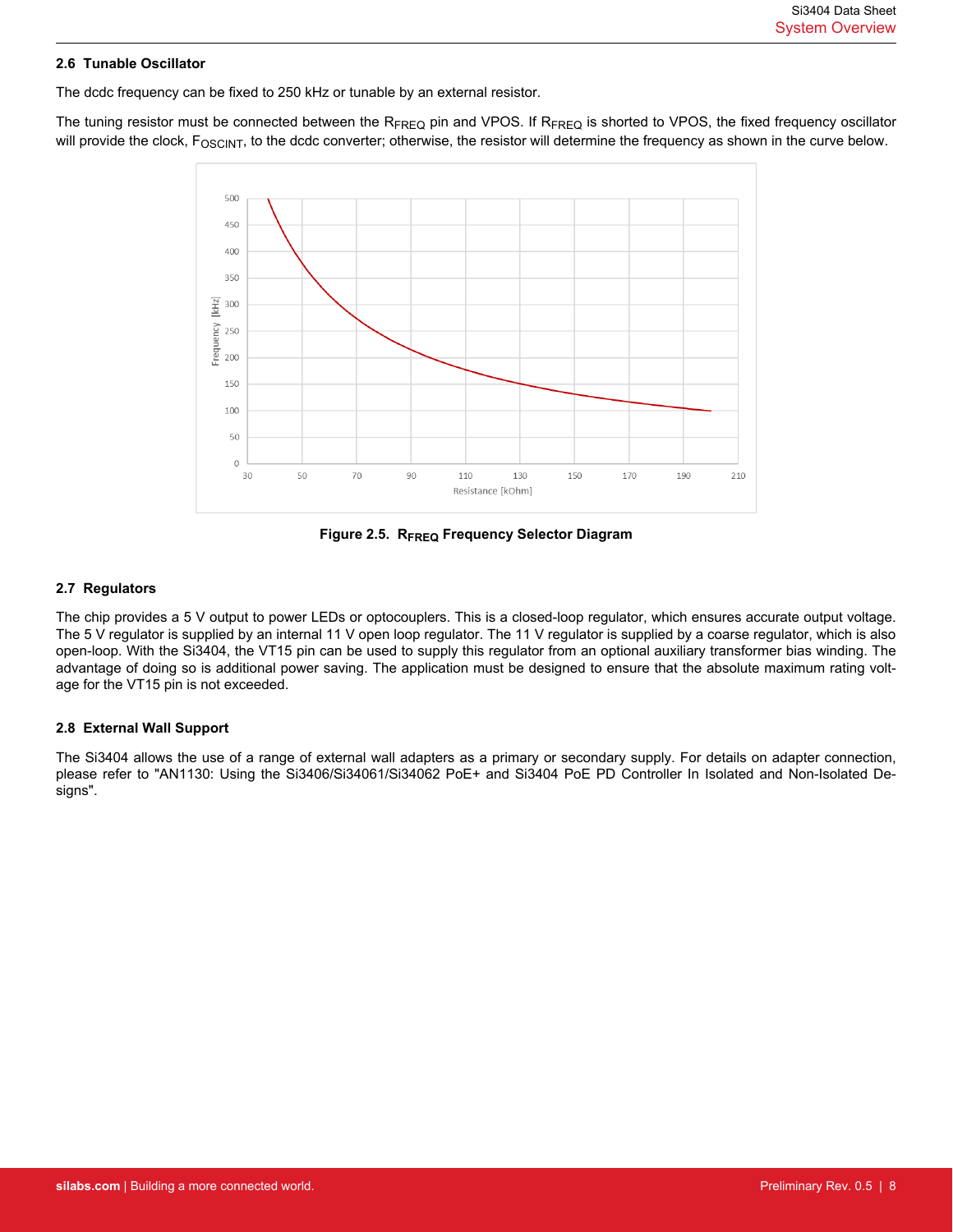## 2.6 Tunable Oscillator

The dcdc frequency can be fixed to 250 kHz or tunable by an external resistor.

The tuning resistor must be connected between the $R_{FREQ}$ pin and VPOS. If $R_{FREQ}$ is shorted to VPOS, the fixed frequency oscillator will provide the clock, $F_{OSCINT}$, to the dcdc converter; otherwise, the resistor will determine the frequency as shown in the curve below.

**Figure 2.5. $R_{FREQ}$ Frequency Selector Diagram**

## 2.7 Regulators

The chip provides a 5 V output to power LEDs or optocouplers. This is a closed-loop regulator, which ensures accurate output voltage. The 5 V regulator is supplied by an internal 11 V open loop regulator. The 11 V regulator is supplied by a coarse regulator, which is also open-loop. With the Si3404, the VT15 pin can be used to supply this regulator from an optional auxiliary transformer bias winding. The advantage of doing so is additional power saving. The application must be designed to ensure that the absolute maximum rating voltage for the VT15 pin is not exceeded.

## 2.8 External Wall Support

The Si3404 allows the use of a range of external wall adapters as a primary or secondary supply. For details on adapter connection, please refer to "AN1130: Using the Si3406/Si34061/Si34062 PoE+ and Si3404 PoE PD Controller In Isolated and Non-Isolated Designs".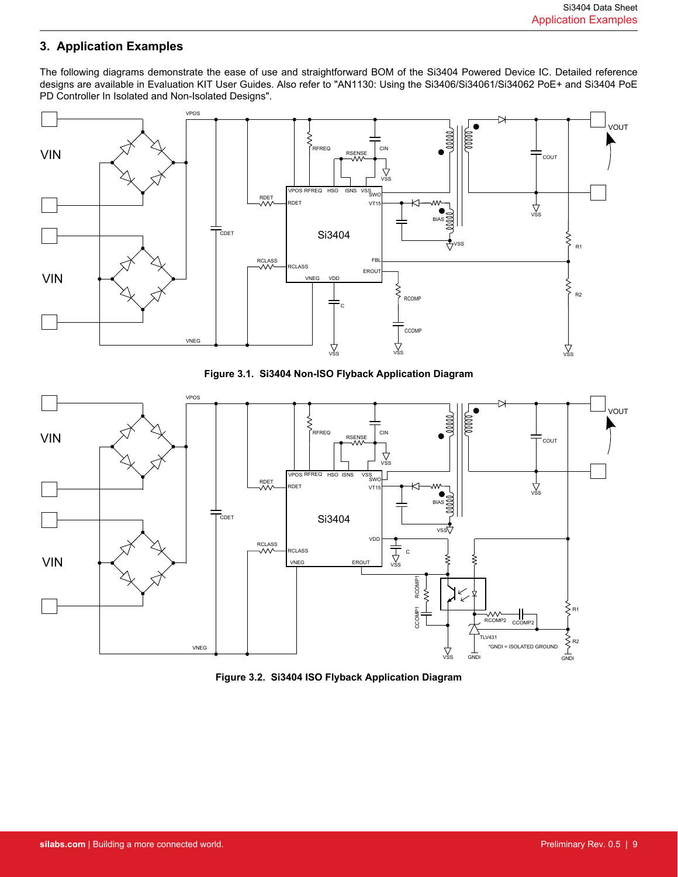## 3. Application Examples

The following diagrams demonstrate the ease of use and straightforward BOM of the Si3404 Powered Device IC. Detailed reference designs are available in Evaluation KIT User Guides. Also refer to "AN1130: Using the Si3406/Si34061/Si34062 PoE+ and Si3404 PoE PD Controller In Isolated and Non-Isolated Designs".

**Figure 3.1. Si3404 Non-ISO Flyback Application Diagram**

**Figure 3.2. Si3404 ISO Flyback Application Diagram**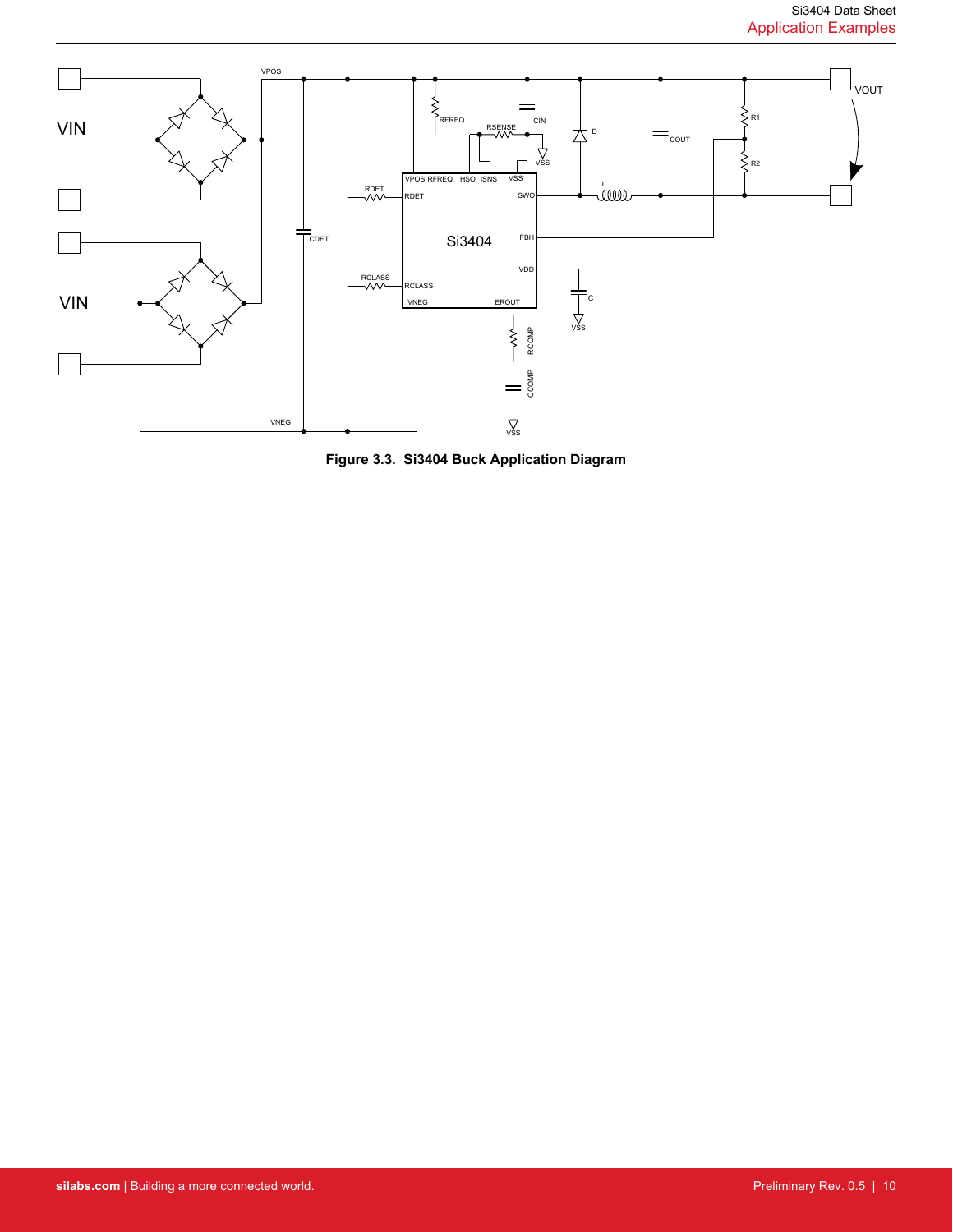Figure 3.3. Si3404 Buck Application Diagram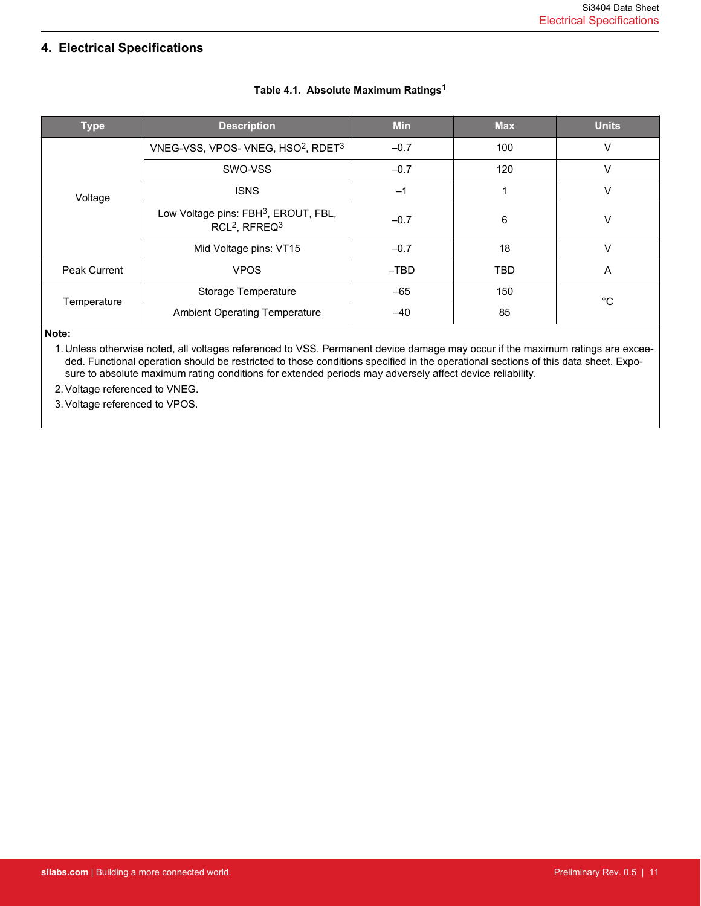# 4. Electrical Specifications

**Table 4.1. Absolute Maximum Ratings[1]**

| Type | Description | Min | Max | Units |
|---|---|---|---|---|
| Voltage | VNEG-VSS, VPOS- VNEG, HSO[2], RDET[3] | –0.7 | 100 | V |
| | SWO-VSS | –0.7 | 120 | V |
| | ISNS | –1 | 1 | V |
| | Low Voltage pins: FBH[3], EROUT, FBL, RCL[2], RFREQ[3] | –0.7 | 6 | V |
| | Mid Voltage pins: VT15 | –0.7 | 18 | V |
| Peak Current | VPOS | –TBD | TBD | A |
| Temperature | Storage Temperature | –65 | 150 | °C |
| | Ambient Operating Temperature | –40 | 85 | °C |

**Note:**

1. Unless otherwise noted, all voltages referenced to VSS. Permanent device damage may occur if the maximum ratings are exceeded. Functional operation should be restricted to those conditions specified in the operational sections of this data sheet. Exposure to absolute maximum rating conditions for extended periods may adversely affect device reliability.
2. Voltage referenced to VNEG.
3. Voltage referenced to VPOS.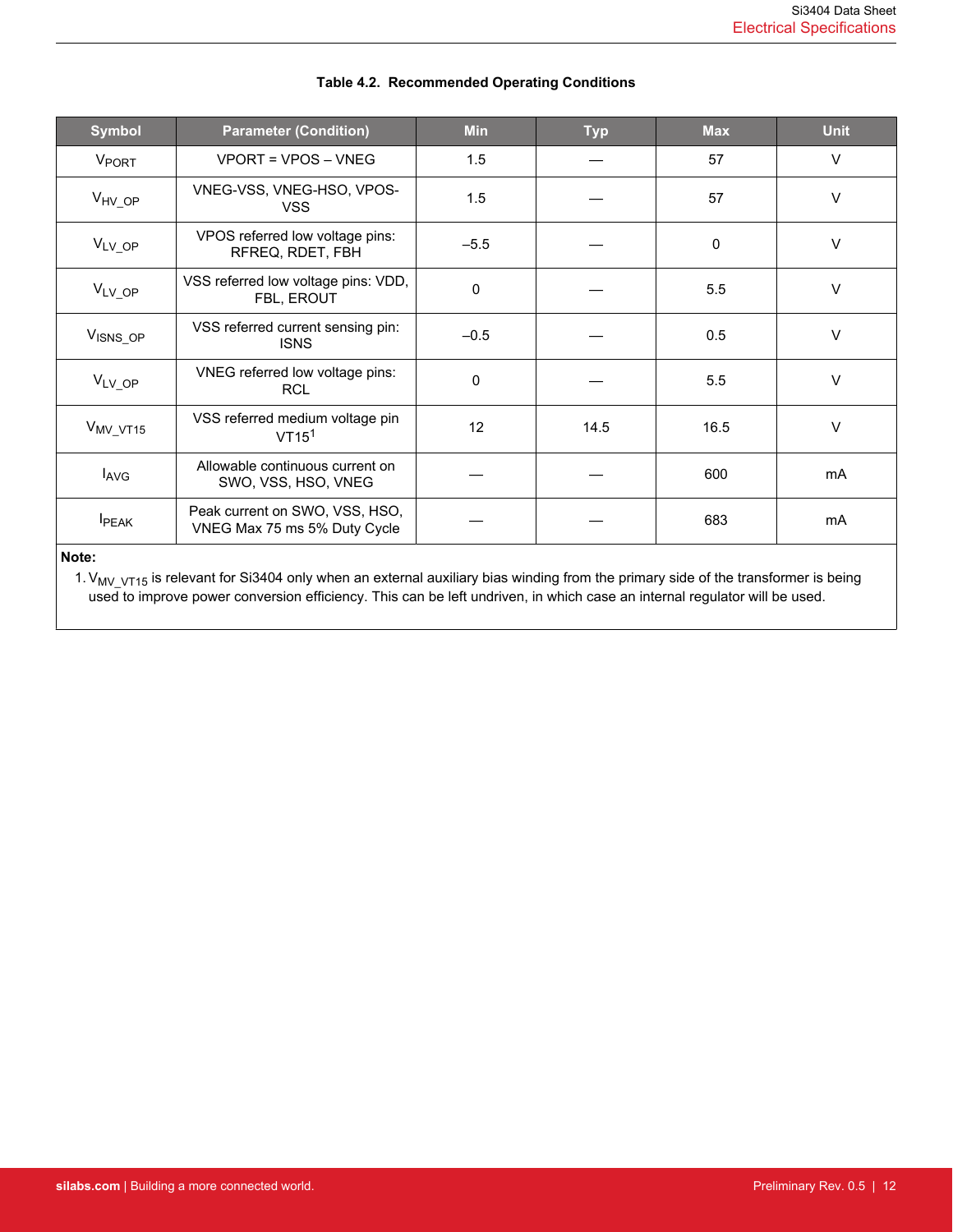**Table 4.2. Recommended Operating Conditions**

| Symbol | Parameter (Condition) | Min | Typ | Max | Unit |
|---|---|---|---|---|---|
| $V_{PORT}$ | VPORT = VPOS – VNEG | 1.5 | — | 57 | V |
| $V_{HV\_OP}$ | VNEG-VSS, VNEG-HSO, VPOS-VSS | 1.5 | — | 57 | V |
| $V_{LV\_OP}$ | VPOS referred low voltage pins: RFREQ, RDET, FBH | –5.5 | — | 0 | V |
| $V_{LV\_OP}$ | VSS referred low voltage pins: VDD, FBL, EROUT | 0 | — | 5.5 | V |
| $V_{ISNS\_OP}$ | VSS referred current sensing pin: ISNS | –0.5 | — | 0.5 | V |
| $V_{LV\_OP}$ | VNEG referred low voltage pins: RCL | 0 | — | 5.5 | V |
| $V_{MV\_VT15}$ | VSS referred medium voltage pin VT15[1] | 12 | 14.5 | 16.5 | V |
| $I_{AVG}$ | Allowable continuous current on SWO, VSS, HSO, VNEG | — | — | 600 | mA |
| $I_{PEAK}$ | Peak current on SWO, VSS, HSO, VNEG Max 75 ms 5% Duty Cycle | — | — | 683 | mA |

**Note:**

1. $V_{MV\_VT15}$ is relevant for Si3404 only when an external auxiliary bias winding from the primary side of the transformer is being used to improve power conversion efficiency. This can be left undriven, in which case an internal regulator will be used.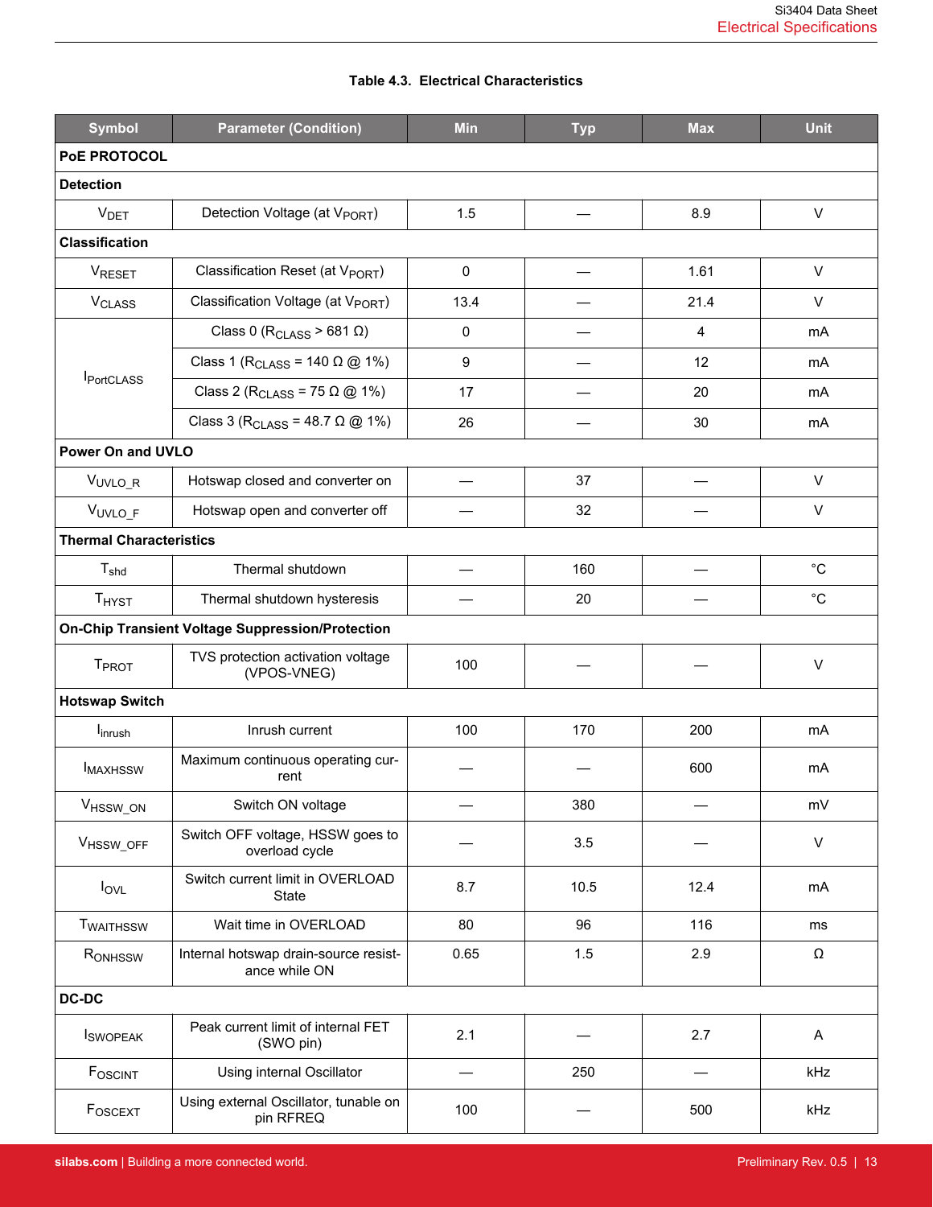**Table 4.3. Electrical Characteristics**

| Symbol | Parameter (Condition) | Min | Typ | Max | Unit |
|---|---|---|---|---|---|
| **PoE PROTOCOL** | | | | | |
| **Detection** | | | | | |
| $V_{DET}$ | Detection Voltage (at $V_{PORT}$) | 1.5 | — | 8.9 | V |
| **Classification** | | | | | |
| $V_{RESET}$ | Classification Reset (at $V_{PORT}$) | 0 | — | 1.61 | V |
| $V_{CLASS}$ | Classification Voltage (at $V_{PORT}$) | 13.4 | — | 21.4 | V |
| $I_{PortCLASS}$ | Class 0 ($R_{CLASS}$ > 681 Ω) | 0 | — | 4 | mA |
| | Class 1 ($R_{CLASS}$ = 140 Ω @ 1%) | 9 | — | 12 | mA |
| | Class 2 ($R_{CLASS}$ = 75 Ω @ 1%) | 17 | — | 20 | mA |
| | Class 3 ($R_{CLASS}$ = 48.7 Ω @ 1%) | 26 | — | 30 | mA |
| **Power On and UVLO** | | | | | |
| $V_{UVLO\_R}$ | Hotswap closed and converter on | — | 37 | — | V |
| $V_{UVLO\_F}$ | Hotswap open and converter off | — | 32 | — | V |
| **Thermal Characteristics** | | | | | |
| $T_{shd}$ | Thermal shutdown | — | 160 | — | °C |
| $T_{HYST}$ | Thermal shutdown hysteresis | — | 20 | — | °C |
| **On-Chip Transient Voltage Suppression/Protection** | | | | | |
| $T_{PROT}$ | TVS protection activation voltage (VPOS-VNEG) | 100 | — | — | V |
| **Hotswap Switch** | | | | | |
| $I_{inrush}$ | Inrush current | 100 | 170 | 200 | mA |
| $I_{MAXHSSW}$ | Maximum continuous operating current | — | — | 600 | mA |
| $V_{HSSW\_ON}$ | Switch ON voltage | — | 380 | — | mV |
| $V_{HSSW\_OFF}$ | Switch OFF voltage, HSSW goes to overload cycle | — | 3.5 | — | V |
| $I_{OVL}$ | Switch current limit in OVERLOAD State | 8.7 | 10.5 | 12.4 | mA |
| $T_{WAITHSSW}$ | Wait time in OVERLOAD | 80 | 96 | 116 | ms |
| $R_{ONHSSW}$ | Internal hotswap drain-source resistance while ON | 0.65 | 1.5 | 2.9 | Ω |
| **DC-DC** | | | | | |
| $I_{SWOPEAK}$ | Peak current limit of internal FET (SWO pin) | 2.1 | — | 2.7 | A |
| $F_{OSCINT}$ | Using internal Oscillator | — | 250 | — | kHz |
| $F_{OSCEXT}$ | Using external Oscillator, tunable on pin RFREQ | 100 | — | 500 | kHz |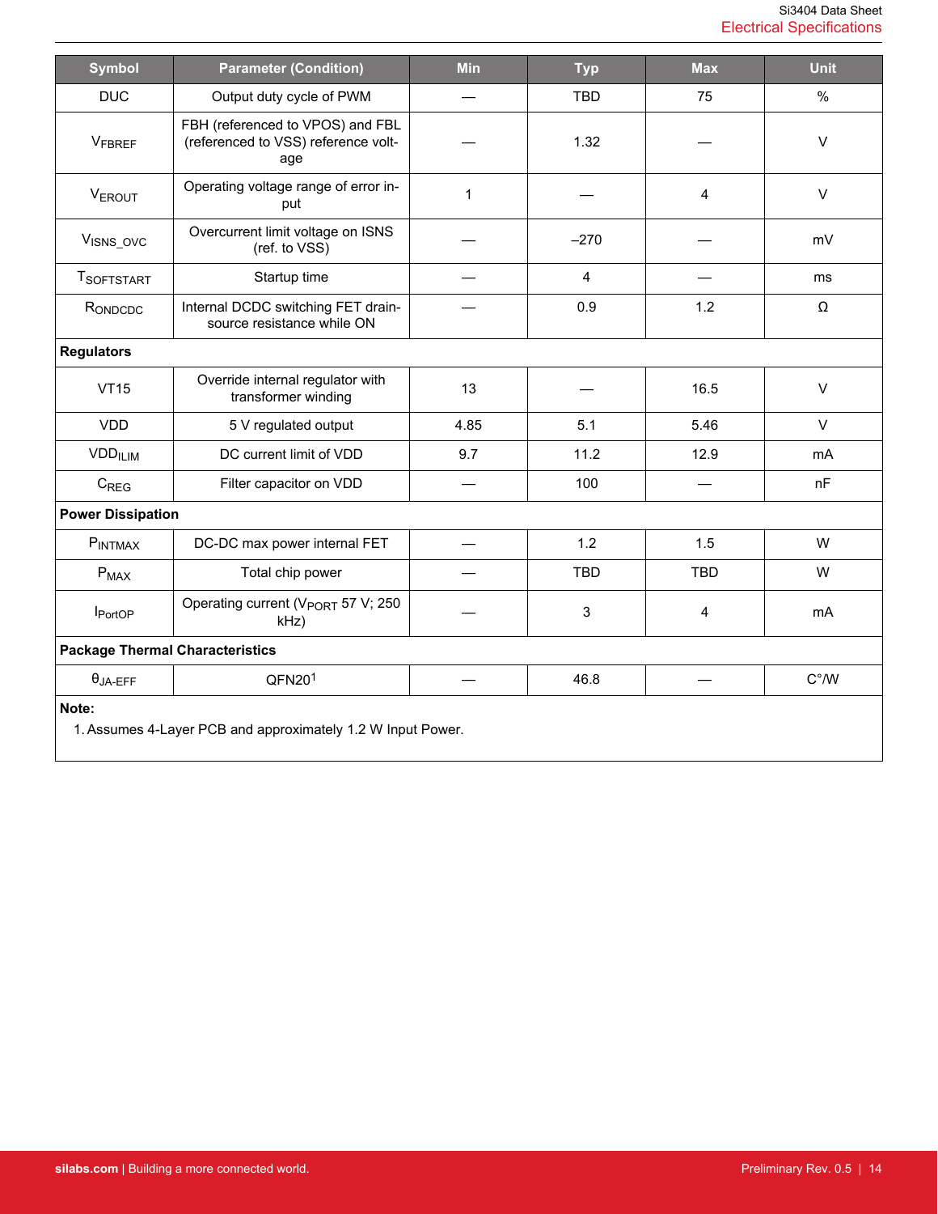| Symbol | Parameter (Condition) | Min | Typ | Max | Unit |
|---|---|---|---|---|---|
| DUC | Output duty cycle of PWM | — | TBD | 75 | % |
| $V_{FBREF}$ | FBH (referenced to VPOS) and FBL (referenced to VSS) reference voltage | — | 1.32 | — | V |
| $V_{EROUT}$ | Operating voltage range of error input | 1 | — | 4 | V |
| $V_{ISNS\_OVC}$ | Overcurrent limit voltage on ISNS (ref. to VSS) | — | –270 | — | mV |
| $T_{SOFTSTART}$ | Startup time | — | 4 | — | ms |
| $R_{ONDCDC}$ | Internal DCDC switching FET drain-source resistance while ON | — | 0.9 | 1.2 | Ω |
| **Regulators** | | | | | |
| VT15 | Override internal regulator with transformer winding | 13 | — | 16.5 | V |
| VDD | 5 V regulated output | 4.85 | 5.1 | 5.46 | V |
| $VDD_{ILIM}$ | DC current limit of VDD | 9.7 | 11.2 | 12.9 | mA |
| $C_{REG}$ | Filter capacitor on VDD | — | 100 | — | nF |
| **Power Dissipation** | | | | | |
| $P_{INTMAX}$ | DC-DC max power internal FET | — | 1.2 | 1.5 | W |
| $P_{MAX}$ | Total chip power | — | TBD | TBD | W |
| $I_{PortOP}$ | Operating current ($V_{PORT}$ 57 V; 250 kHz) | — | 3 | 4 | mA |
| **Package Thermal Characteristics** | | | | | |
| $\theta_{JA-EFF}$ | QFN20[1] | — | 46.8 | — | C°/W |

**Note:**

1. Assumes 4-Layer PCB and approximately 1.2 W Input Power.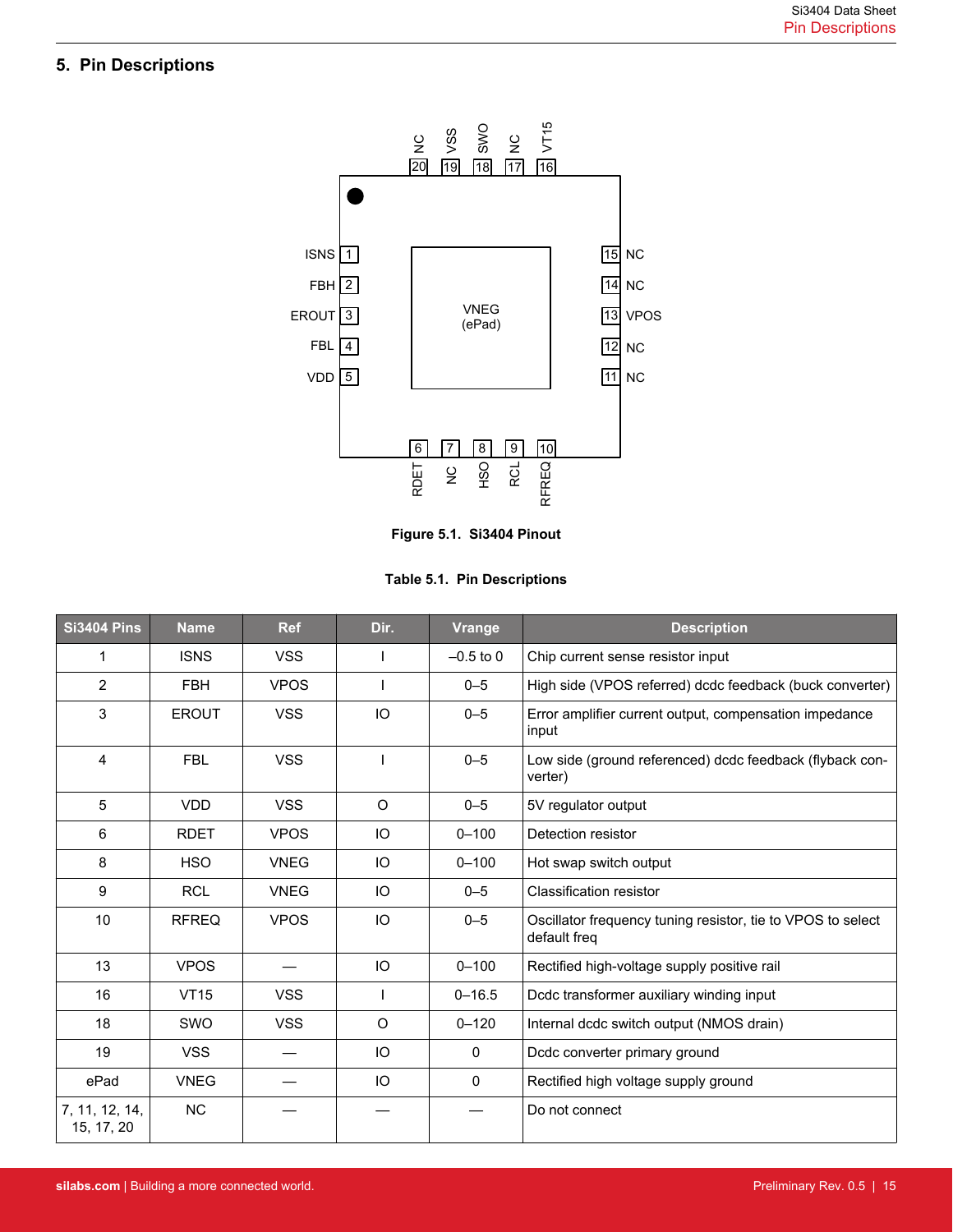# 5. Pin Descriptions

Figure 5.1. Si3404 Pinout

Table 5.1. Pin Descriptions

| Si3404 Pins | Name | Ref | Dir. | Vrange | Description |
|---|---|---|---|---|---|
| 1 | ISNS | VSS | I | –0.5 to 0 | Chip current sense resistor input |
| 2 | FBH | VPOS | I | 0–5 | High side (VPOS referred) dcdc feedback (buck converter) |
| 3 | EROUT | VSS | IO | 0–5 | Error amplifier current output, compensation impedance input |
| 4 | FBL | VSS | I | 0–5 | Low side (ground referenced) dcdc feedback (flyback converter) |
| 5 | VDD | VSS | O | 0–5 | 5V regulator output |
| 6 | RDET | VPOS | IO | 0–100 | Detection resistor |
| 8 | HSO | VNEG | IO | 0–100 | Hot swap switch output |
| 9 | RCL | VNEG | IO | 0–5 | Classification resistor |
| 10 | RFREQ | VPOS | IO | 0–5 | Oscillator frequency tuning resistor, tie to VPOS to select default freq |
| 13 | VPOS | — | IO | 0–100 | Rectified high-voltage supply positive rail |
| 16 | VT15 | VSS | I | 0–16.5 | Dcdc transformer auxiliary winding input |
| 18 | SWO | VSS | O | 0–120 | Internal dcdc switch output (NMOS drain) |
| 19 | VSS | — | IO | 0 | Dcdc converter primary ground |
| ePad | VNEG | — | IO | 0 | Rectified high voltage supply ground |
| 7, 11, 12, 14, 15, 17, 20 | NC | — | — | — | Do not connect |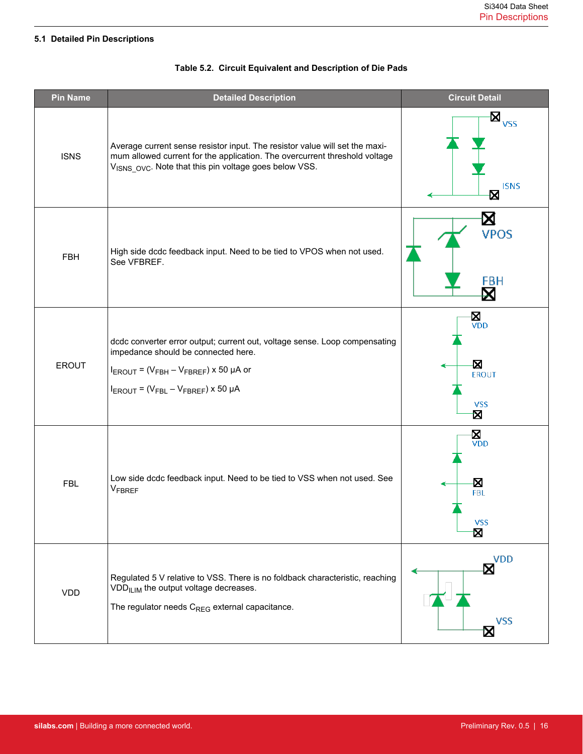### 5.1 Detailed Pin Descriptions

**Table 5.2. Circuit Equivalent and Description of Die Pads**

| Pin Name | Detailed Description | Circuit Detail |
|---|---|---|
| ISNS | Average current sense resistor input. The resistor value will set the maximum allowed current for the application. The overcurrent threshold voltage $V_{ISNS\_OVC}$. Note that this pin voltage goes below VSS. | VSS, ISNS |
| FBH | High side dcdc feedback input. Need to be tied to VPOS when not used. See VFBREF. | VPOS, FBH |
| EROUT | dcdc converter error output; current out, voltage sense. Loop compensating impedance should be connected here.<br><br>$I_{EROUT} = (V_{FBH} - V_{FBREF}) \times 50\ \mu A$ or<br><br>$I_{EROUT} = (V_{FBL} - V_{FBREF}) \times 50\ \mu A$ | VDD, EROUT, VSS |
| FBL | Low side dcdc feedback input. Need to be tied to VSS when not used. See $V_{FBREF}$ | VDD, FBL, VSS |
| VDD | Regulated 5 V relative to VSS. There is no foldback characteristic, reaching $VDD_{ILIM}$ the output voltage decreases.<br><br>The regulator needs $C_{REG}$ external capacitance. | VDD, VSS |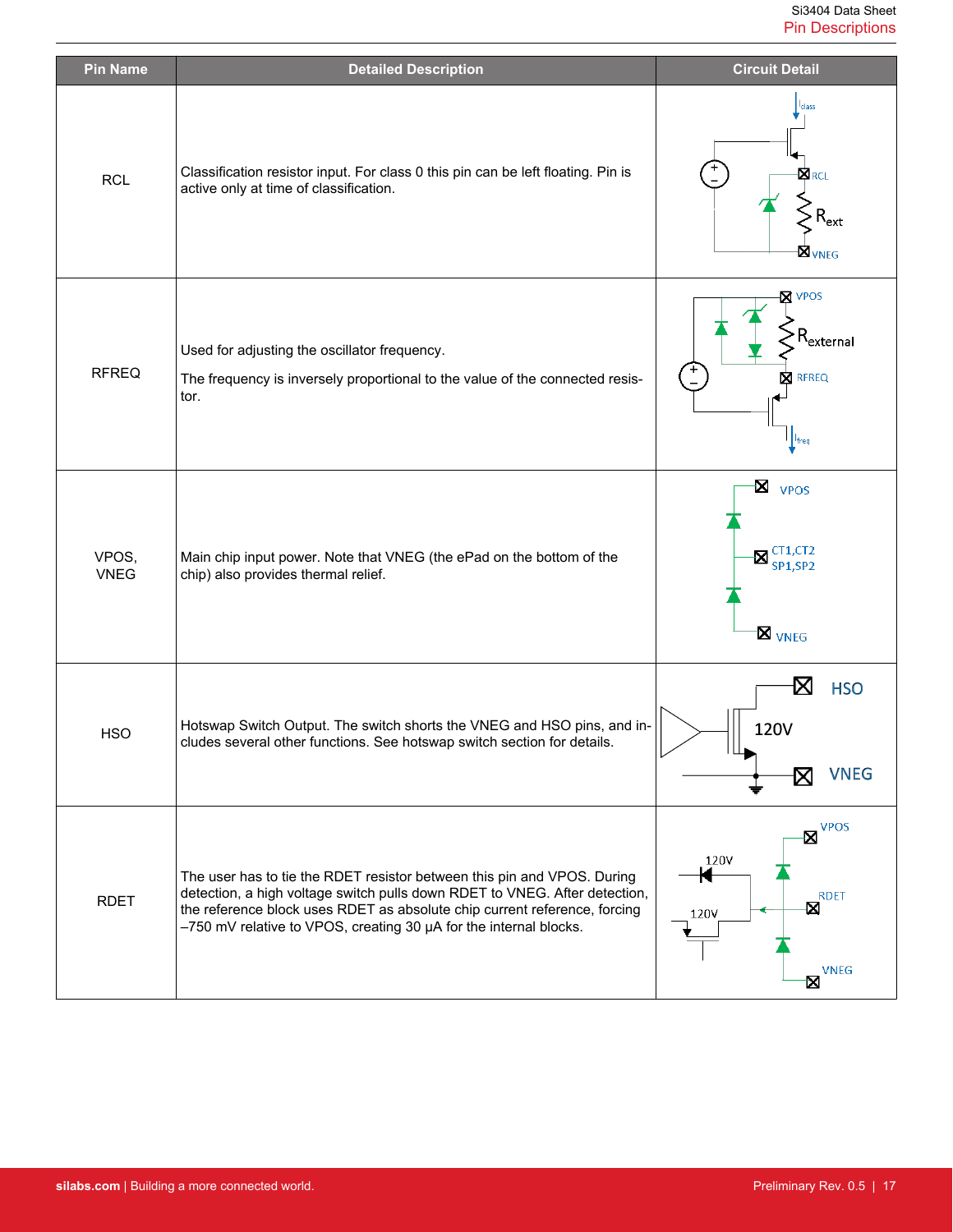| Pin Name | Detailed Description | Circuit Detail |
|---|---|---|
| RCL | Classification resistor input. For class 0 this pin can be left floating. Pin is active only at time of classification. | |
| RFREQ | Used for adjusting the oscillator frequency.<br><br>The frequency is inversely proportional to the value of the connected resistor. | |
| VPOS, VNEG | Main chip input power. Note that VNEG (the ePad on the bottom of the chip) also provides thermal relief. | |
| HSO | Hotswap Switch Output. The switch shorts the VNEG and HSO pins, and includes several other functions. See hotswap switch section for details. | |
| RDET | The user has to tie the RDET resistor between this pin and VPOS. During detection, a high voltage switch pulls down RDET to VNEG. After detection, the reference block uses RDET as absolute chip current reference, forcing –750 mV relative to VPOS, creating 30 μA for the internal blocks. | |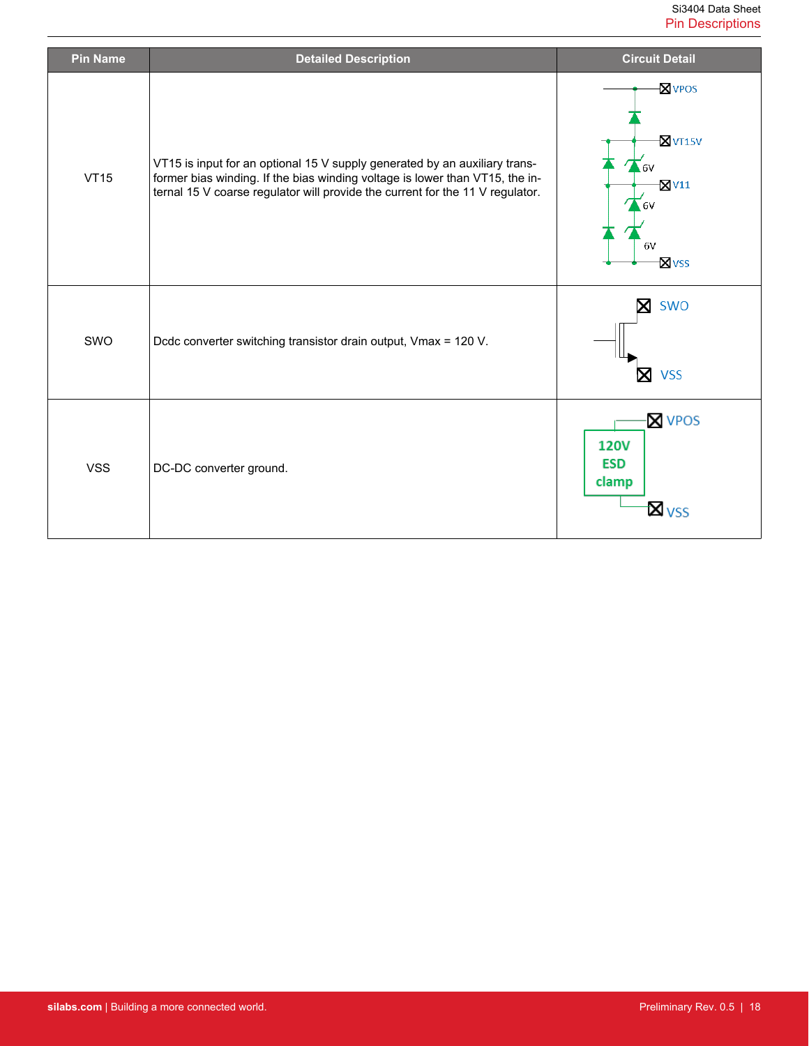| Pin Name | Detailed Description | Circuit Detail |
|---|---|---|
| VT15 | VT15 is input for an optional 15 V supply generated by an auxiliary transformer bias winding. If the bias winding voltage is lower than VT15, the internal 15 V coarse regulator will provide the current for the 11 V regulator. | VPOS, VT15V, 6V, V11, 6V, 6V, VSS |
| SWO | Dcdc converter switching transistor drain output, Vmax = 120 V. | SWO, VSS |
| VSS | DC-DC converter ground. | VPOS, 120V ESD clamp, VSS |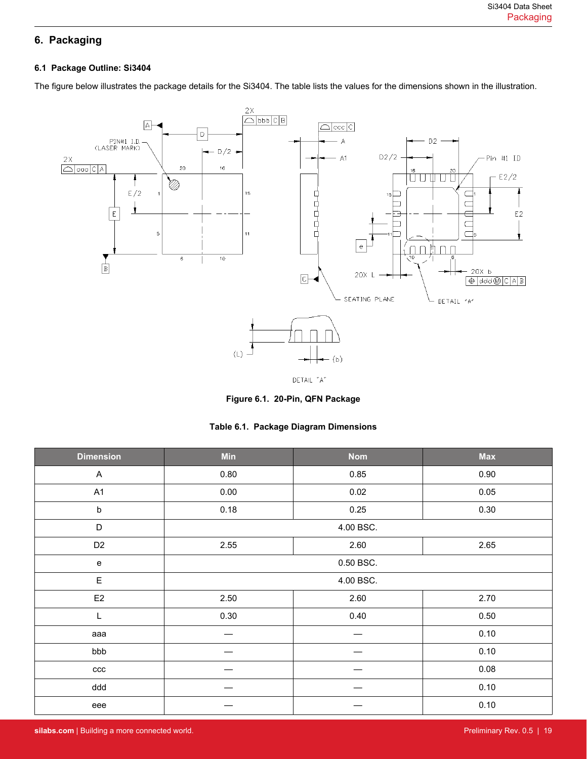## 6. Packaging

### 6.1 Package Outline: Si3404

The figure below illustrates the package details for the Si3404. The table lists the values for the dimensions shown in the illustration.

Figure 6.1. 20-Pin, QFN Package

Table 6.1. Package Diagram Dimensions

| Dimension | Min | Nom | Max |
|---|---|---|---|
| A | 0.80 | 0.85 | 0.90 |
| A1 | 0.00 | 0.02 | 0.05 |
| b | 0.18 | 0.25 | 0.30 |
| D | | 4.00 BSC. | |
| D2 | 2.55 | 2.60 | 2.65 |
| e | | 0.50 BSC. | |
| E | | 4.00 BSC. | |
| E2 | 2.50 | 2.60 | 2.70 |
| L | 0.30 | 0.40 | 0.50 |
| aaa | — | — | 0.10 |
| bbb | — | — | 0.10 |
| ccc | — | — | 0.08 |
| ddd | — | — | 0.10 |
| eee | — | — | 0.10 |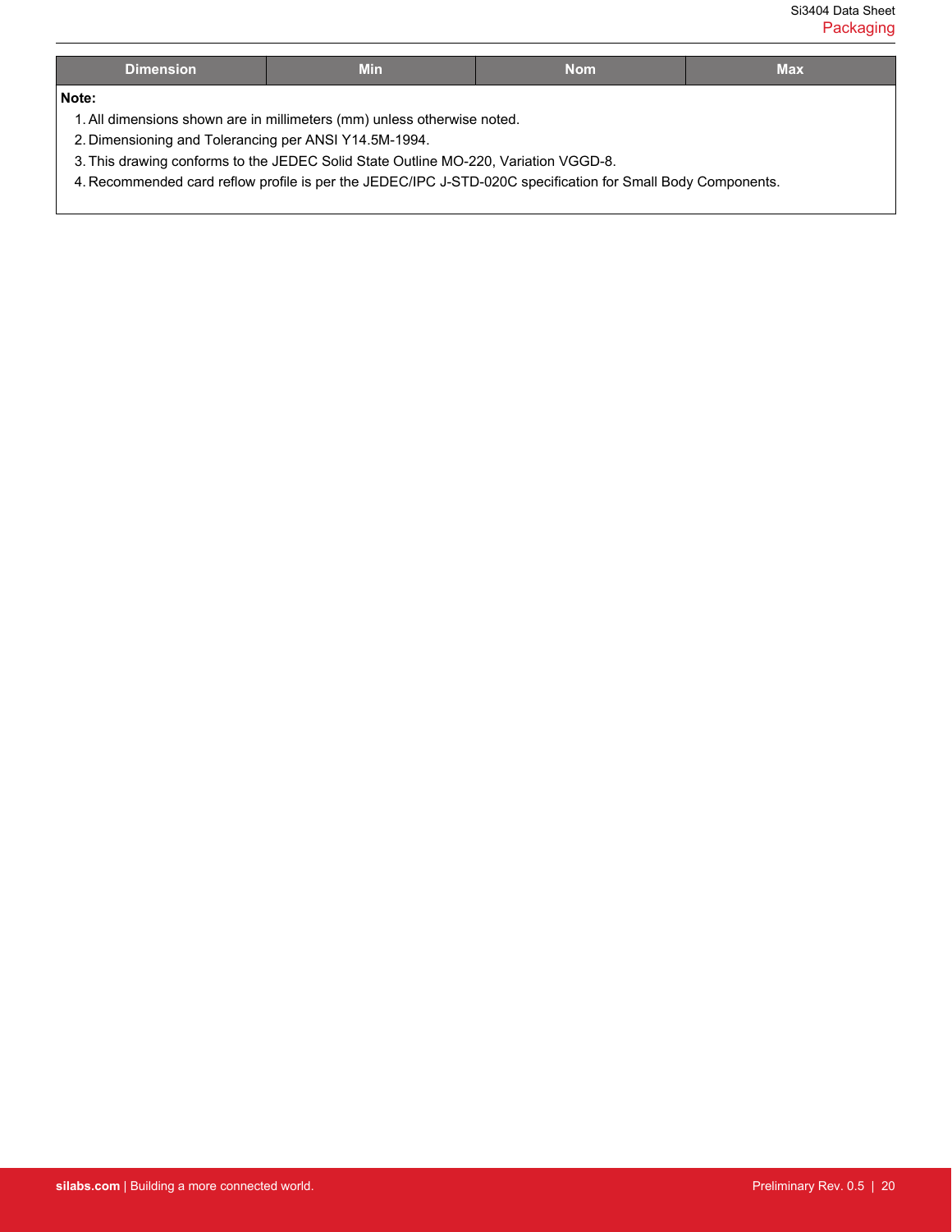| Dimension | Min | Nom | Max |
|---|---|---|---|

**Note:**

1. All dimensions shown are in millimeters (mm) unless otherwise noted.
2. Dimensioning and Tolerancing per ANSI Y14.5M-1994.
3. This drawing conforms to the JEDEC Solid State Outline MO-220, Variation VGGD-8.
4. Recommended card reflow profile is per the JEDEC/IPC J-STD-020C specification for Small Body Components.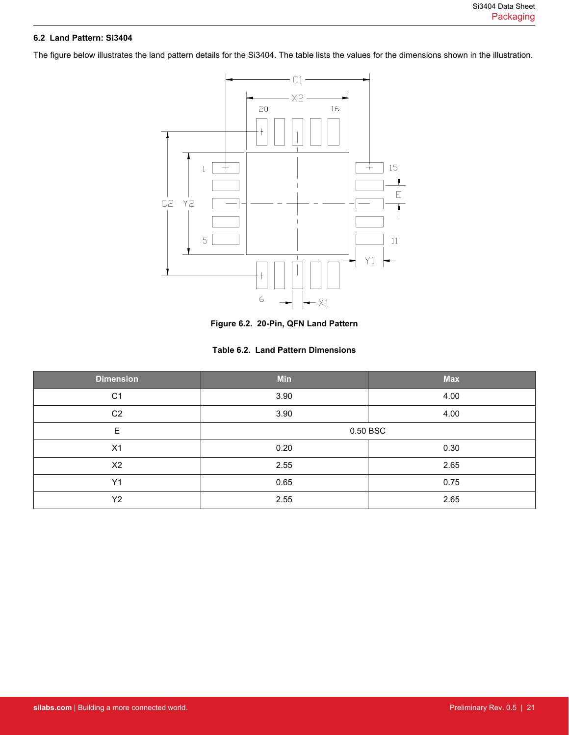## 6.2 Land Pattern: Si3404

The figure below illustrates the land pattern details for the Si3404. The table lists the values for the dimensions shown in the illustration.

**Figure 6.2. 20-Pin, QFN Land Pattern**

**Table 6.2. Land Pattern Dimensions**

| Dimension | Min | Max |
|---|---|---|
| C1 | 3.90 | 4.00 |
| C2 | 3.90 | 4.00 |
| E | 0.50 BSC | |
| X1 | 0.20 | 0.30 |
| X2 | 2.55 | 2.65 |
| Y1 | 0.65 | 0.75 |
| Y2 | 2.55 | 2.65 |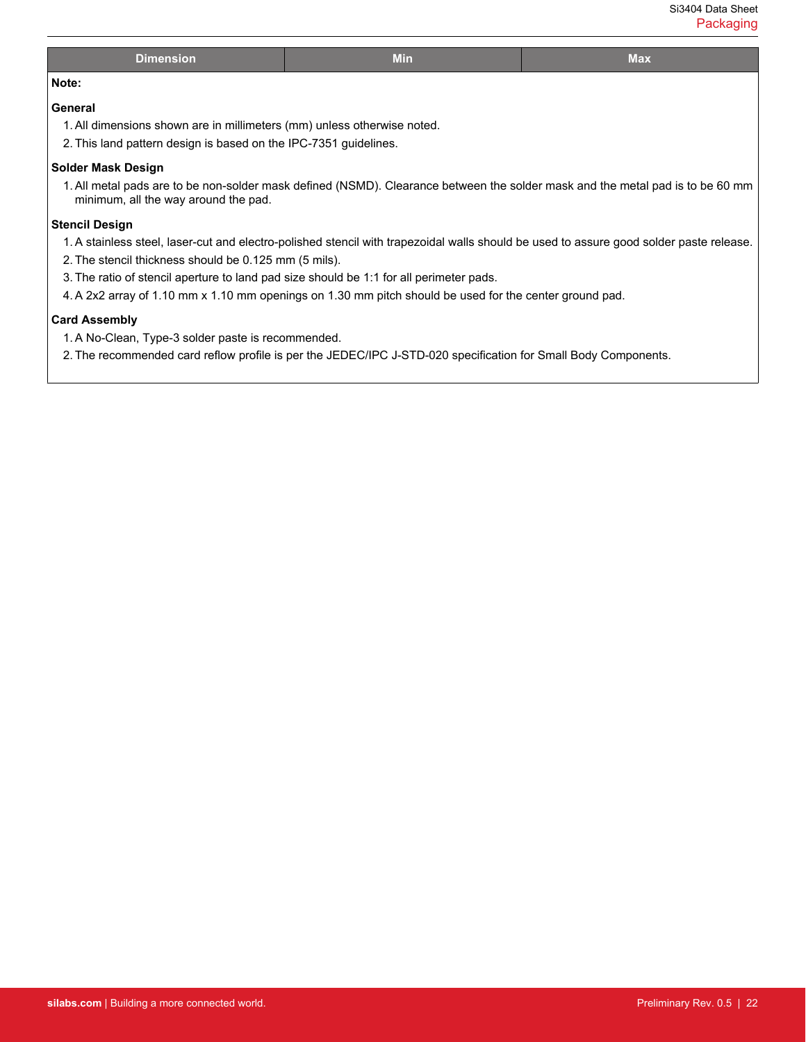| Dimension | Min | Max |
|---|---|---|

**Note:**

**General**

1. All dimensions shown are in millimeters (mm) unless otherwise noted.
2. This land pattern design is based on the IPC-7351 guidelines.

**Solder Mask Design**

1. All metal pads are to be non-solder mask defined (NSMD). Clearance between the solder mask and the metal pad is to be 60 mm minimum, all the way around the pad.

**Stencil Design**

1. A stainless steel, laser-cut and electro-polished stencil with trapezoidal walls should be used to assure good solder paste release.
2. The stencil thickness should be 0.125 mm (5 mils).
3. The ratio of stencil aperture to land pad size should be 1:1 for all perimeter pads.
4. A 2x2 array of 1.10 mm x 1.10 mm openings on 1.30 mm pitch should be used for the center ground pad.

**Card Assembly**

1. A No-Clean, Type-3 solder paste is recommended.
2. The recommended card reflow profile is per the JEDEC/IPC J-STD-020 specification for Small Body Components.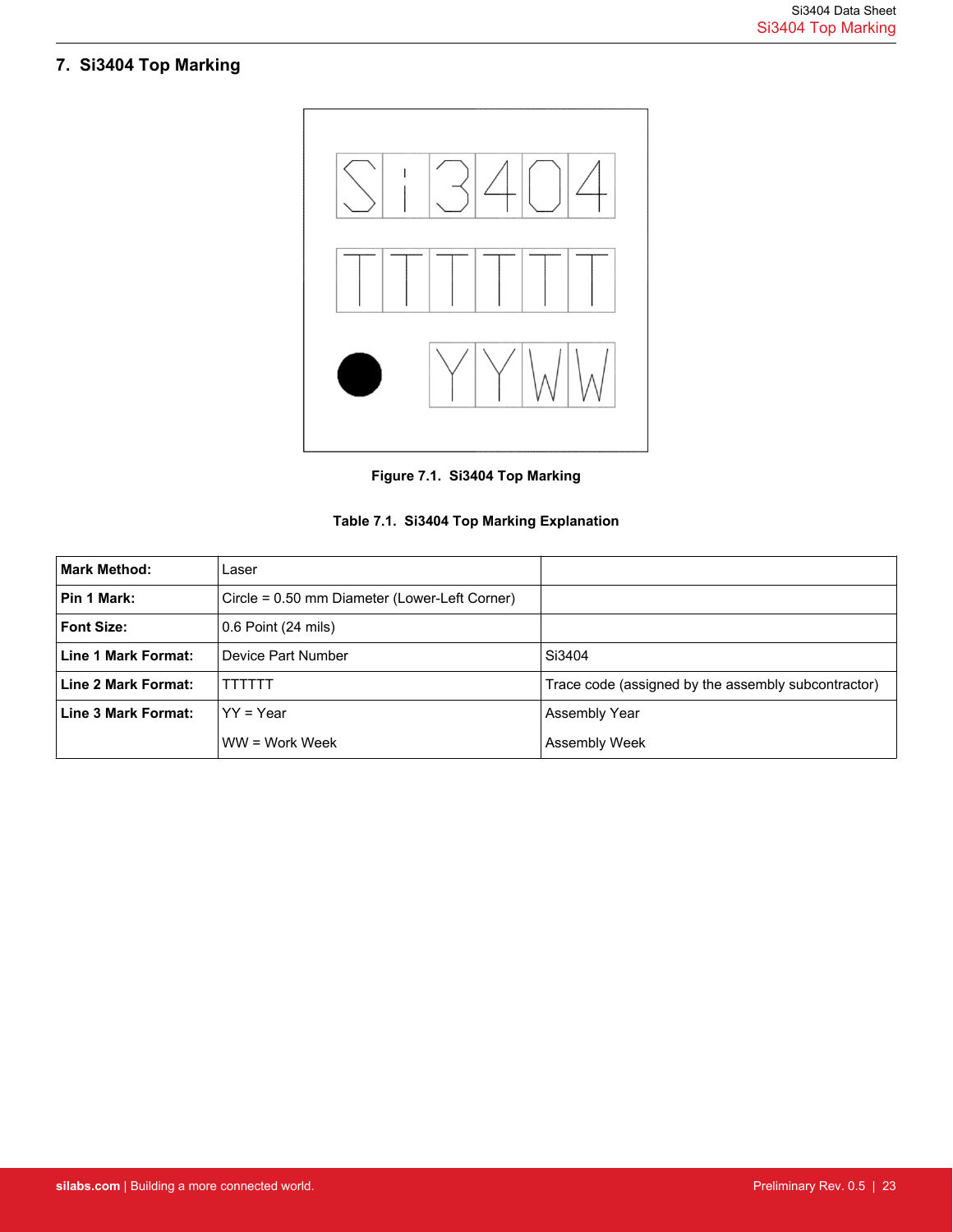## 7. Si3404 Top Marking

Figure 7.1. Si3404 Top Marking

Table 7.1. Si3404 Top Marking Explanation

| | | |
|---|---|---|
| **Mark Method:** | Laser | |
| **Pin 1 Mark:** | Circle = 0.50 mm Diameter (Lower-Left Corner) | |
| **Font Size:** | 0.6 Point (24 mils) | |
| **Line 1 Mark Format:** | Device Part Number | Si3404 |
| **Line 2 Mark Format:** | TTTTTT | Trace code (assigned by the assembly subcontractor) |
| **Line 3 Mark Format:** | YY = Year<br>WW = Work Week | Assembly Year<br>Assembly Week |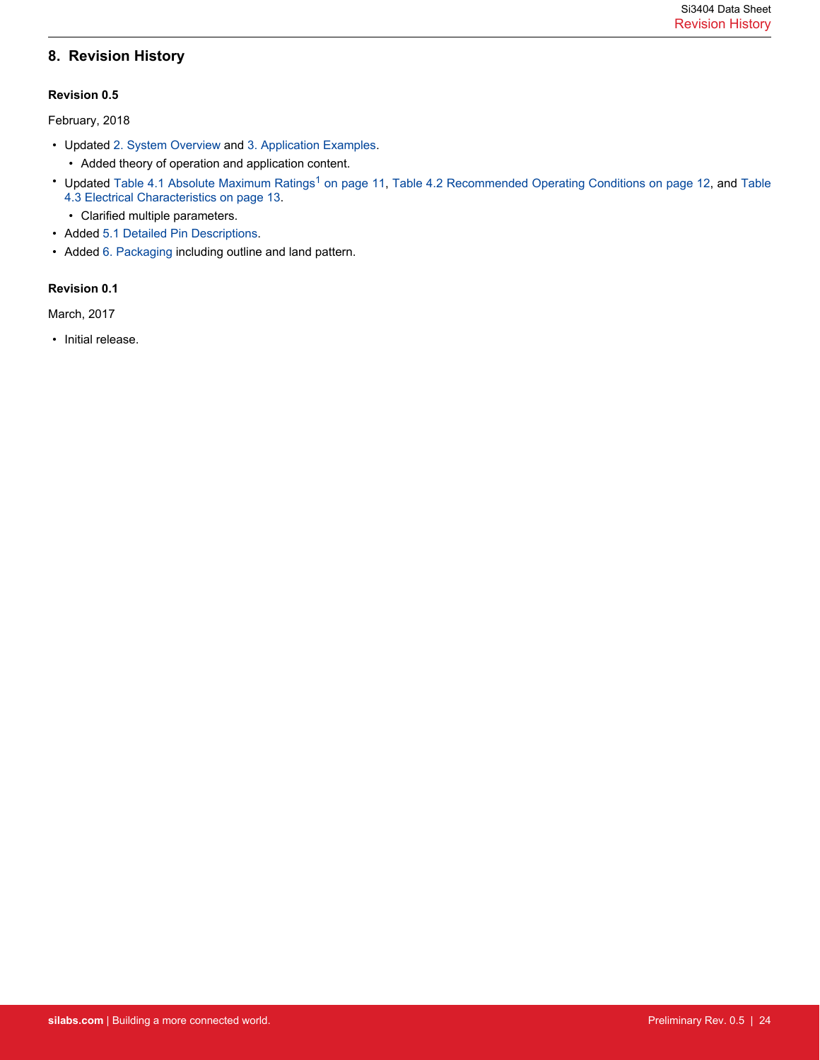# 8. Revision History

**Revision 0.5**

February, 2018

- Updated 2. System Overview and 3. Application Examples.
  - Added theory of operation and application content.
- Updated Table 4.1 Absolute Maximum Ratings[1] on page 11, Table 4.2 Recommended Operating Conditions on page 12, and Table 4.3 Electrical Characteristics on page 13.
  - Clarified multiple parameters.
- Added 5.1 Detailed Pin Descriptions.
- Added 6. Packaging including outline and land pattern.

**Revision 0.1**

March, 2017

- Initial release.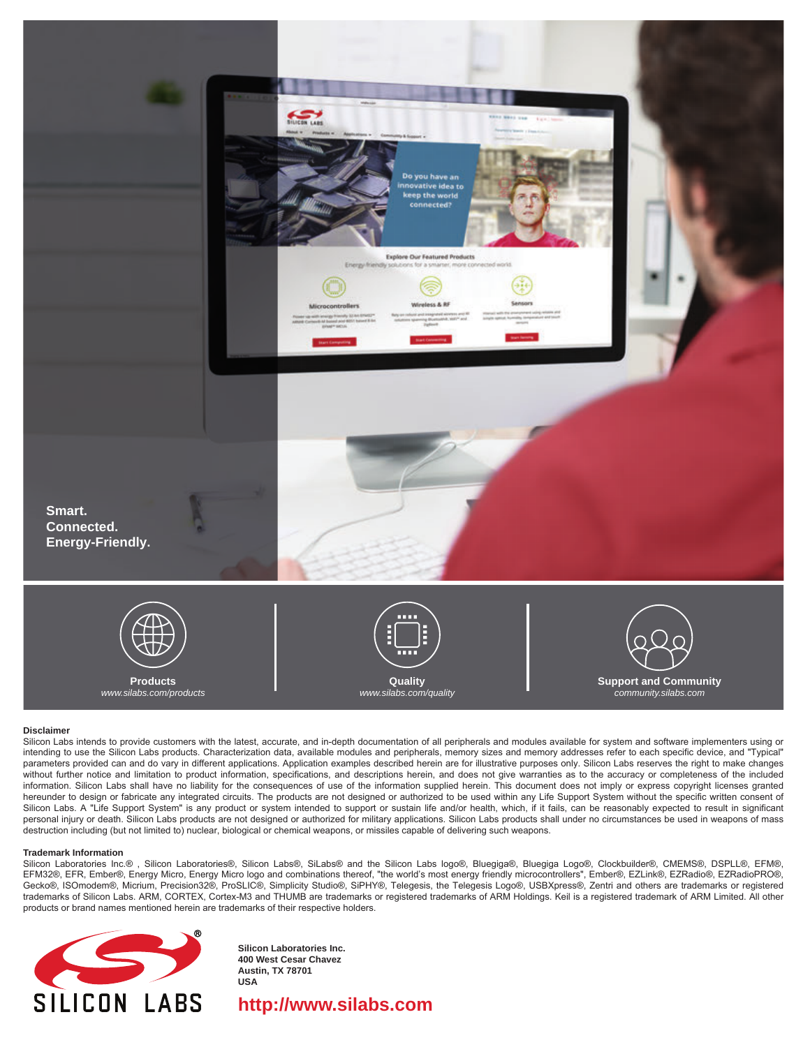Smart.
Connected.
Energy-Friendly.

**Products**
*www.silabs.com/products*

**Quality**
*www.silabs.com/quality*

**Support and Community**
*community.silabs.com*

**Disclaimer**

Silicon Labs intends to provide customers with the latest, accurate, and in-depth documentation of all peripherals and modules available for system and software implementers using or intending to use the Silicon Labs products. Characterization data, available modules and peripherals, memory sizes and memory addresses refer to each specific device, and "Typical" parameters provided can and do vary in different applications. Application examples described herein are for illustrative purposes only. Silicon Labs reserves the right to make changes without further notice and limitation to product information, specifications, and descriptions herein, and does not give warranties as to the accuracy or completeness of the included information. Silicon Labs shall have no liability for the consequences of use of the information supplied herein. This document does not imply or express copyright licenses granted hereunder to design or fabricate any integrated circuits. The products are not designed or authorized to be used within any Life Support System without the specific written consent of Silicon Labs. A "Life Support System" is any product or system intended to support or sustain life and/or health, which, if it fails, can be reasonably expected to result in significant personal injury or death. Silicon Labs products are not designed or authorized for military applications. Silicon Labs products shall under no circumstances be used in weapons of mass destruction including (but not limited to) nuclear, biological or chemical weapons, or missiles capable of delivering such weapons.

**Trademark Information**

Silicon Laboratories Inc.® , Silicon Laboratories®, Silicon Labs®, SiLabs® and the Silicon Labs logo®, Bluegiga®, Bluegiga Logo®, Clockbuilder®, CMEMS®, DSPLL®, EFM®, EFM32®, EFR, Ember®, Energy Micro, Energy Micro logo and combinations thereof, "the world's most energy friendly microcontrollers", Ember®, EZLink®, EZRadio®, EZRadioPRO®, Gecko®, ISOmodem®, Micrium, Precision32®, ProSLIC®, Simplicity Studio®, SiPHY®, Telegesis, the Telegesis Logo®, USBXpress®, Zentri and others are trademarks or registered trademarks of Silicon Labs. ARM, CORTEX, Cortex-M3 and THUMB are trademarks or registered trademarks of ARM Holdings. Keil is a registered trademark of ARM Limited. All other products or brand names mentioned herein are trademarks of their respective holders.

SILICON LABS

**Silicon Laboratories Inc.**
**400 West Cesar Chavez**
**Austin, TX 78701**
**USA**

**http://www.silabs.com**